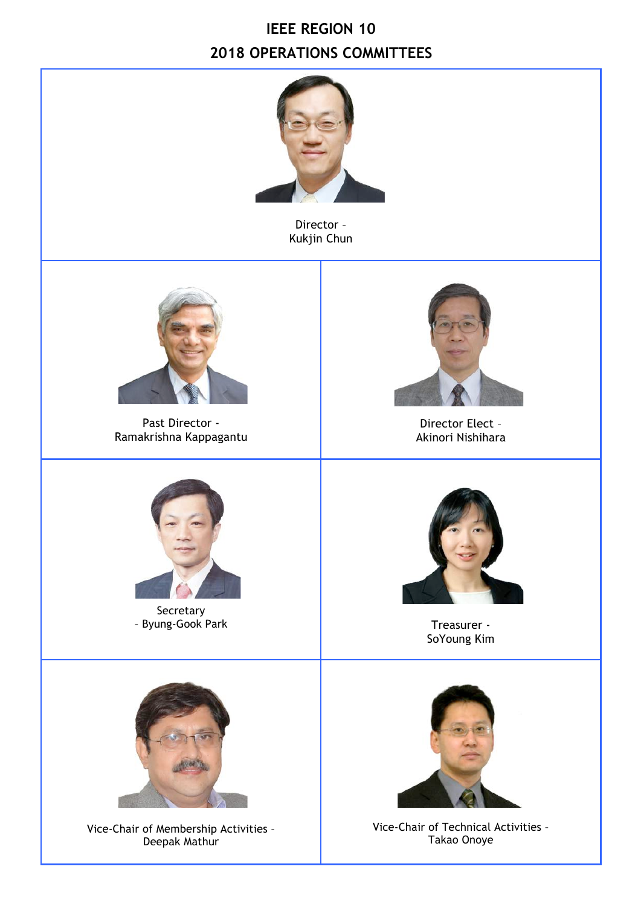# IEEE REGION 10

## 2018 OPERATIONS COMMITTEES

| | |
|---|---|
| Director – Kukjin Chun | |
| Past Director - Ramakrishna Kappagantu | Director Elect – Akinori Nishihara |
| Secretary – Byung-Gook Park | Treasurer - SoYoung Kim |
| Vice-Chair of Membership Activities – Deepak Mathur | Vice-Chair of Technical Activities – Takao Onoye |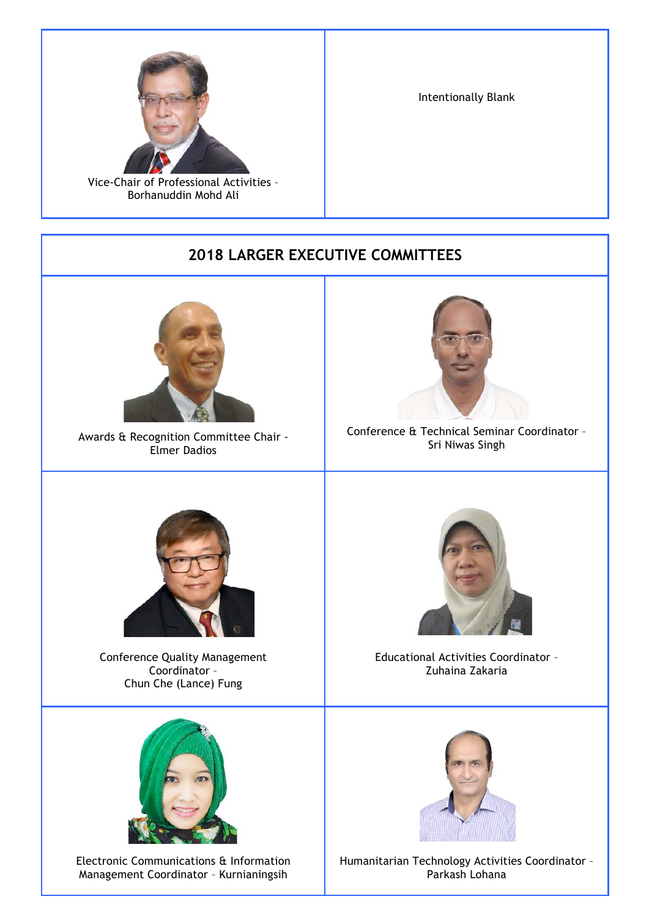| Vice-Chair of Professional Activities – Borhanuddin Mohd Ali | Intentionally Blank |
| --- | --- |

## 2018 LARGER EXECUTIVE COMMITTEES

| | |
| --- | --- |
| Awards & Recognition Committee Chair - Elmer Dadios | Conference & Technical Seminar Coordinator – Sri Niwas Singh |
| Conference Quality Management Coordinator – Chun Che (Lance) Fung | Educational Activities Coordinator – Zuhaina Zakaria |
| Electronic Communications & Information Management Coordinator – Kurnianingsih | Humanitarian Technology Activities Coordinator – Parkash Lohana |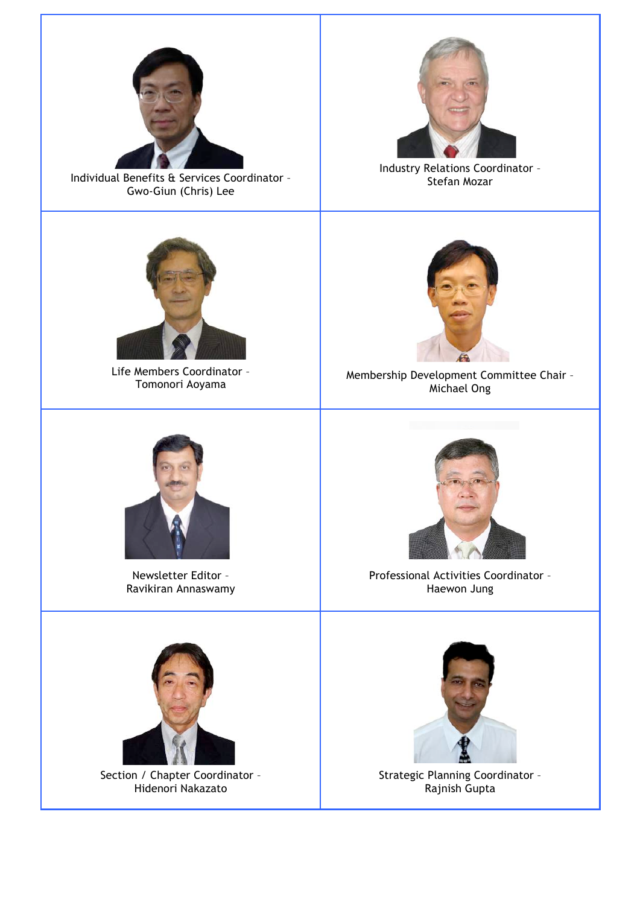| | |
|---|---|
| Individual Benefits & Services Coordinator – Gwo-Giun (Chris) Lee | Industry Relations Coordinator – Stefan Mozar |
| Life Members Coordinator – Tomonori Aoyama | Membership Development Committee Chair – Michael Ong |
| Newsletter Editor – Ravikiran Annaswamy | Professional Activities Coordinator – Haewon Jung |
| Section / Chapter Coordinator – Hidenori Nakazato | Strategic Planning Coordinator – Rajnish Gupta |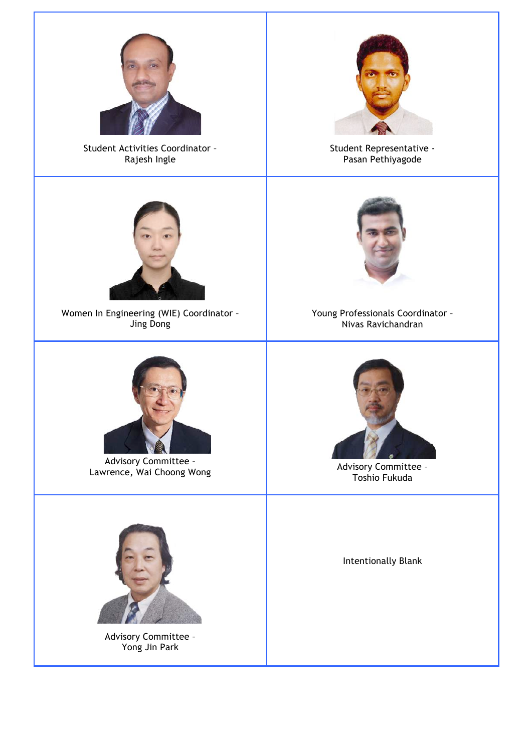| | |
| --- | --- |
| Student Activities Coordinator – Rajesh Ingle | Student Representative - Pasan Pethiyagode |
| Women In Engineering (WIE) Coordinator – Jing Dong | Young Professionals Coordinator – Nivas Ravichandran |
| Advisory Committee – Lawrence, Wai Choong Wong | Advisory Committee – Toshio Fukuda |
| Advisory Committee – Yong Jin Park | Intentionally Blank |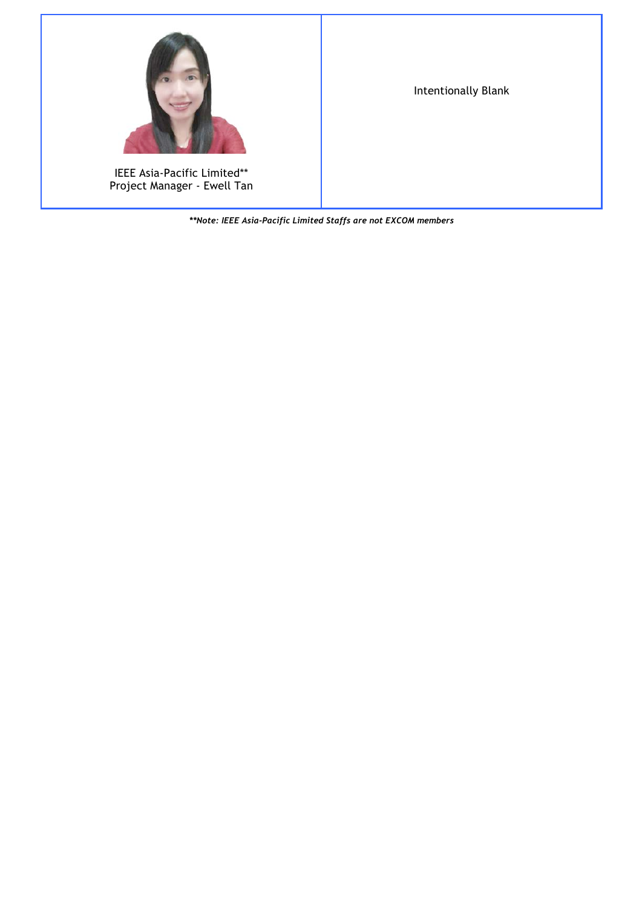| | |
|---|---|
| IEEE Asia-Pacific Limited** <br> Project Manager - Ewell Tan | Intentionally Blank |

***Note: IEEE Asia-Pacific Limited Staffs are not EXCOM members*